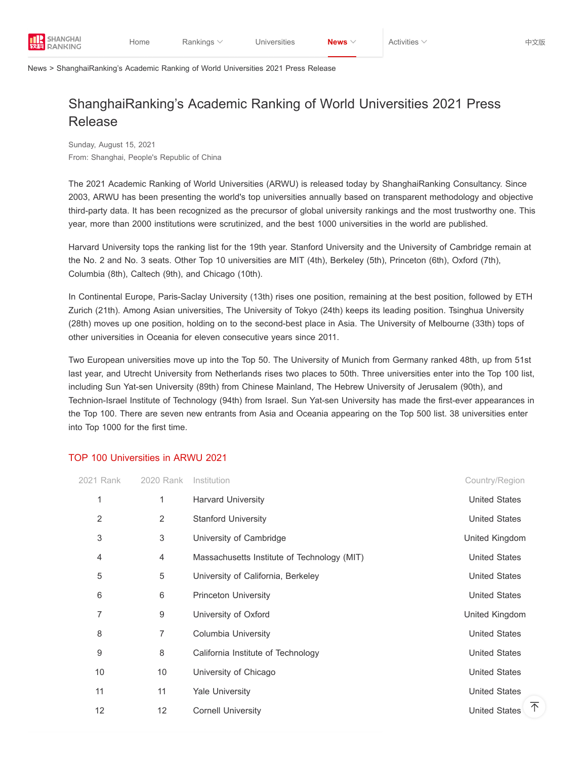News > ShanghaiRanking's Academic Ranking of World Universities 2021 Press Release

# ShanghaiRanking's Academic Ranking of World Universities 2021 Press Release

Sunday, August 15, 2021

From: Shanghai, People's Republic of China

The 2021 Academic Ranking of World Universities (ARWU) is released today by ShanghaiRanking Consultancy. Since 2003, ARWU has been presenting the world's top universities annually based on transparent methodology and objective third-party data. It has been recognized as the precursor of global university rankings and the most trustworthy one. This year, more than 2000 institutions were scrutinized, and the best 1000 universities in the world are published.

Harvard University tops the ranking list for the 19th year. Stanford University and the University of Cambridge remain at the No. 2 and No. 3 seats. Other Top 10 universities are MIT (4th), Berkeley (5th), Princeton (6th), Oxford (7th), Columbia (8th), Caltech (9th), and Chicago (10th).

In Continental Europe, Paris-Saclay University (13th) rises one position, remaining at the best position, followed by ETH Zurich (21th). Among Asian universities, The University of Tokyo (24th) keeps its leading position. Tsinghua University (28th) moves up one position, holding on to the second-best place in Asia. The University of Melbourne (33th) tops of other universities in Oceania for eleven consecutive years since 2011.

Two European universities move up into the Top 50. The University of Munich from Germany ranked 48th, up from 51st last year, and Utrecht University from Netherlands rises two places to 50th. Three universities enter into the Top 100 list, including Sun Yat-sen University (89th) from Chinese Mainland, The Hebrew University of Jerusalem (90th), and Technion-Israel Institute of Technology (94th) from Israel. Sun Yat-sen University has made the first-ever appearances in the Top 100. There are seven new entrants from Asia and Oceania appearing on the Top 500 list. 38 universities enter into Top 1000 for the first time.

## TOP 100 Universities in ARWU 2021

| 2021 Rank | 2020 Rank | Institution | Country/Region |
|---|---|---|---|
| 1 | 1 | Harvard University | United States |
| 2 | 2 | Stanford University | United States |
| 3 | 3 | University of Cambridge | United Kingdom |
| 4 | 4 | Massachusetts Institute of Technology (MIT) | United States |
| 5 | 5 | University of California, Berkeley | United States |
| 6 | 6 | Princeton University | United States |
| 7 | 9 | University of Oxford | United Kingdom |
| 8 | 7 | Columbia University | United States |
| 9 | 8 | California Institute of Technology | United States |
| 10 | 10 | University of Chicago | United States |
| 11 | 11 | Yale University | United States |
| 12 | 12 | Cornell University | United States |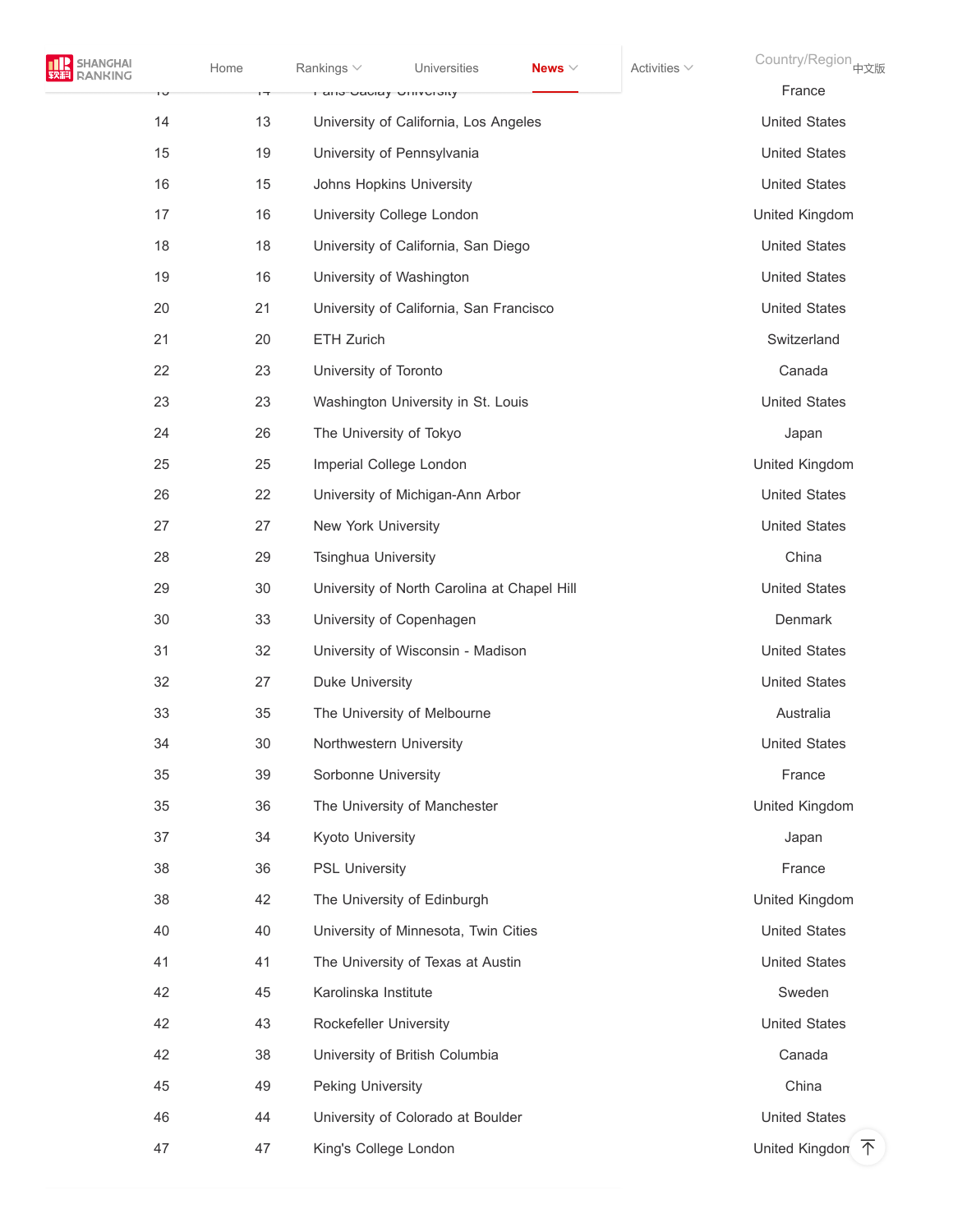| | | | |
|---|---|---|---|
| 13 | 14 | Paris-Saclay University | France |
| 14 | 13 | University of California, Los Angeles | United States |
| 15 | 19 | University of Pennsylvania | United States |
| 16 | 15 | Johns Hopkins University | United States |
| 17 | 16 | University College London | United Kingdom |
| 18 | 18 | University of California, San Diego | United States |
| 19 | 16 | University of Washington | United States |
| 20 | 21 | University of California, San Francisco | United States |
| 21 | 20 | ETH Zurich | Switzerland |
| 22 | 23 | University of Toronto | Canada |
| 23 | 23 | Washington University in St. Louis | United States |
| 24 | 26 | The University of Tokyo | Japan |
| 25 | 25 | Imperial College London | United Kingdom |
| 26 | 22 | University of Michigan-Ann Arbor | United States |
| 27 | 27 | New York University | United States |
| 28 | 29 | Tsinghua University | China |
| 29 | 30 | University of North Carolina at Chapel Hill | United States |
| 30 | 33 | University of Copenhagen | Denmark |
| 31 | 32 | University of Wisconsin - Madison | United States |
| 32 | 27 | Duke University | United States |
| 33 | 35 | The University of Melbourne | Australia |
| 34 | 30 | Northwestern University | United States |
| 35 | 39 | Sorbonne University | France |
| 35 | 36 | The University of Manchester | United Kingdom |
| 37 | 34 | Kyoto University | Japan |
| 38 | 36 | PSL University | France |
| 38 | 42 | The University of Edinburgh | United Kingdom |
| 40 | 40 | University of Minnesota, Twin Cities | United States |
| 41 | 41 | The University of Texas at Austin | United States |
| 42 | 45 | Karolinska Institute | Sweden |
| 42 | 43 | Rockefeller University | United States |
| 42 | 38 | University of British Columbia | Canada |
| 45 | 49 | Peking University | China |
| 46 | 44 | University of Colorado at Boulder | United States |
| 47 | 47 | King's College London | United Kingdom |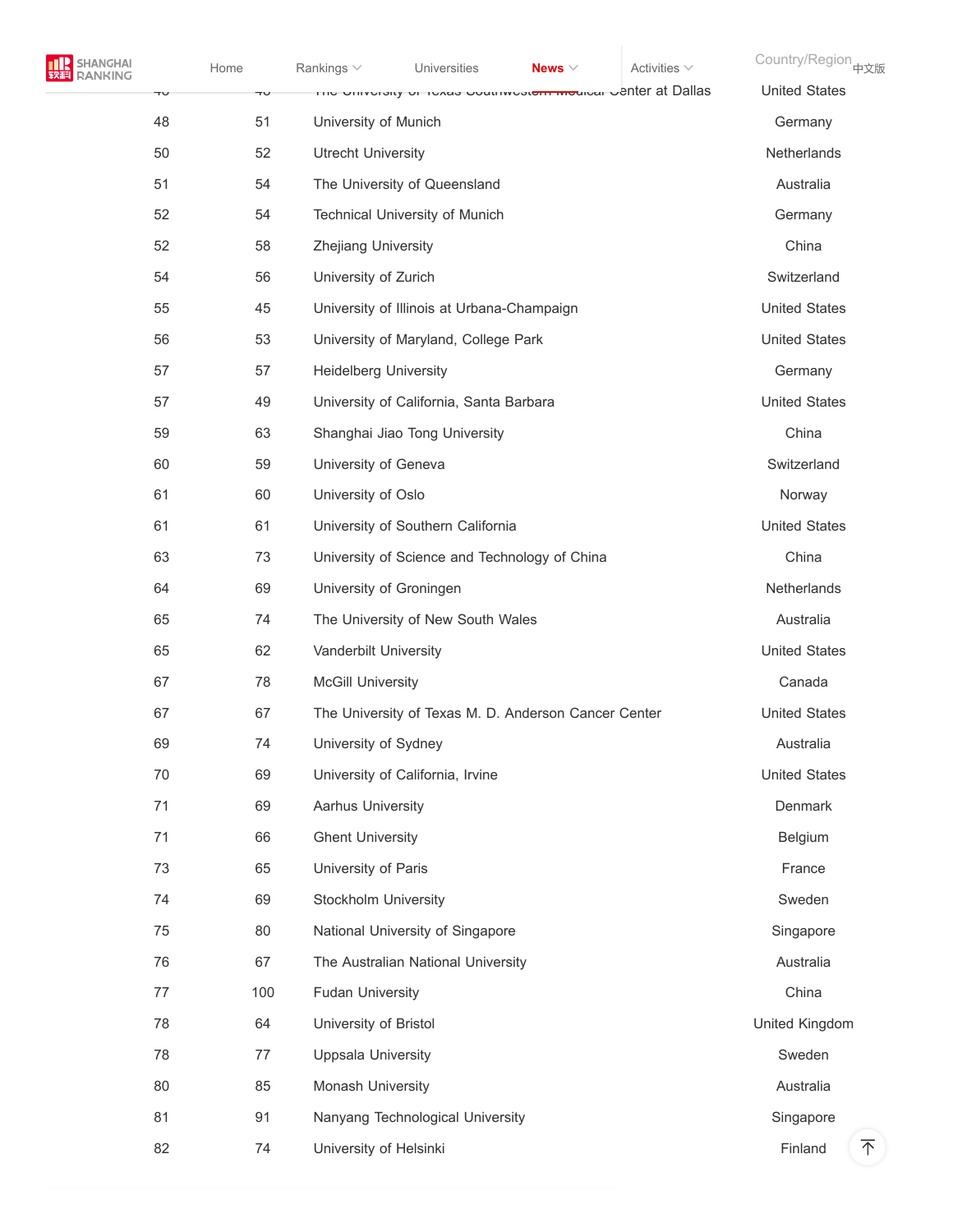| | | | |
|---|---|---|---|
| 48 | 51 | University of Munich | Germany |
| 50 | 52 | Utrecht University | Netherlands |
| 51 | 54 | The University of Queensland | Australia |
| 52 | 54 | Technical University of Munich | Germany |
| 52 | 58 | Zhejiang University | China |
| 54 | 56 | University of Zurich | Switzerland |
| 55 | 45 | University of Illinois at Urbana-Champaign | United States |
| 56 | 53 | University of Maryland, College Park | United States |
| 57 | 57 | Heidelberg University | Germany |
| 57 | 49 | University of California, Santa Barbara | United States |
| 59 | 63 | Shanghai Jiao Tong University | China |
| 60 | 59 | University of Geneva | Switzerland |
| 61 | 60 | University of Oslo | Norway |
| 61 | 61 | University of Southern California | United States |
| 63 | 73 | University of Science and Technology of China | China |
| 64 | 69 | University of Groningen | Netherlands |
| 65 | 74 | The University of New South Wales | Australia |
| 65 | 62 | Vanderbilt University | United States |
| 67 | 78 | McGill University | Canada |
| 67 | 67 | The University of Texas M. D. Anderson Cancer Center | United States |
| 69 | 74 | University of Sydney | Australia |
| 70 | 69 | University of California, Irvine | United States |
| 71 | 69 | Aarhus University | Denmark |
| 71 | 66 | Ghent University | Belgium |
| 73 | 65 | University of Paris | France |
| 74 | 69 | Stockholm University | Sweden |
| 75 | 80 | National University of Singapore | Singapore |
| 76 | 67 | The Australian National University | Australia |
| 77 | 100 | Fudan University | China |
| 78 | 64 | University of Bristol | United Kingdom |
| 78 | 77 | Uppsala University | Sweden |
| 80 | 85 | Monash University | Australia |
| 81 | 91 | Nanyang Technological University | Singapore |
| 82 | 74 | University of Helsinki | Finland |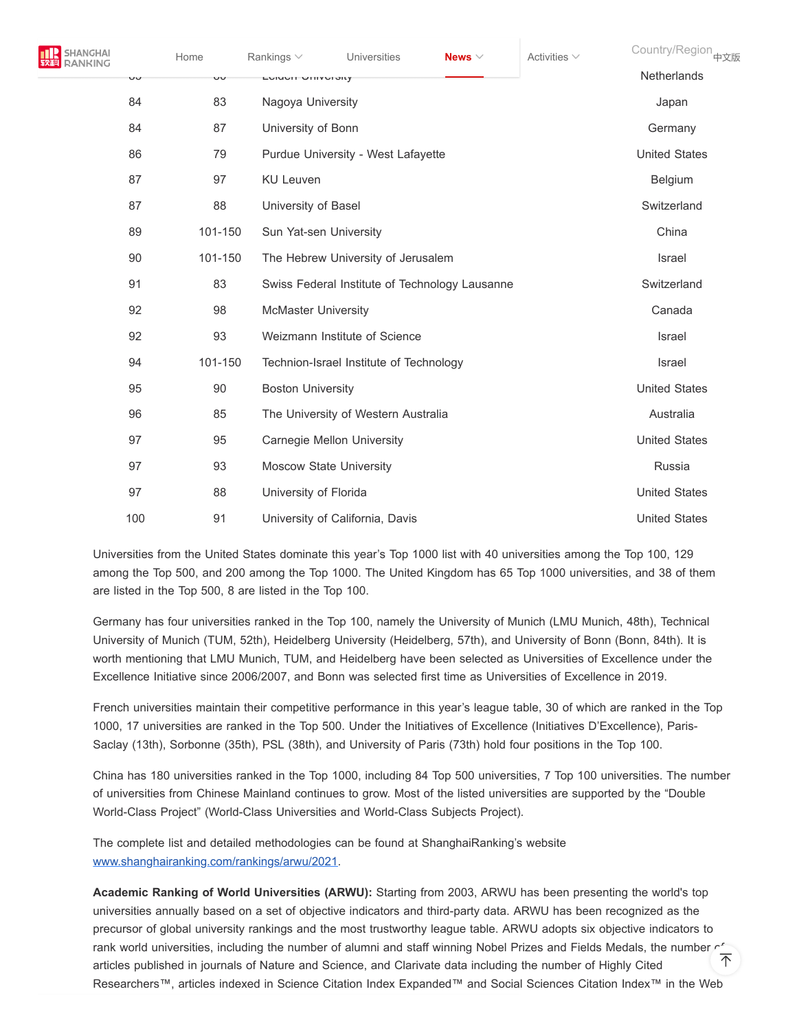| | | | |
|---|---|---|---|
| 84 | 83 | Nagoya University | Japan |
| 84 | 87 | University of Bonn | Germany |
| 86 | 79 | Purdue University - West Lafayette | United States |
| 87 | 97 | KU Leuven | Belgium |
| 87 | 88 | University of Basel | Switzerland |
| 89 | 101-150 | Sun Yat-sen University | China |
| 90 | 101-150 | The Hebrew University of Jerusalem | Israel |
| 91 | 83 | Swiss Federal Institute of Technology Lausanne | Switzerland |
| 92 | 98 | McMaster University | Canada |
| 92 | 93 | Weizmann Institute of Science | Israel |
| 94 | 101-150 | Technion-Israel Institute of Technology | Israel |
| 95 | 90 | Boston University | United States |
| 96 | 85 | The University of Western Australia | Australia |
| 97 | 95 | Carnegie Mellon University | United States |
| 97 | 93 | Moscow State University | Russia |
| 97 | 88 | University of Florida | United States |
| 100 | 91 | University of California, Davis | United States |

Universities from the United States dominate this year's Top 1000 list with 40 universities among the Top 100, 129 among the Top 500, and 200 among the Top 1000. The United Kingdom has 65 Top 1000 universities, and 38 of them are listed in the Top 500, 8 are listed in the Top 100.

Germany has four universities ranked in the Top 100, namely the University of Munich (LMU Munich, 48th), Technical University of Munich (TUM, 52th), Heidelberg University (Heidelberg, 57th), and University of Bonn (Bonn, 84th). It is worth mentioning that LMU Munich, TUM, and Heidelberg have been selected as Universities of Excellence under the Excellence Initiative since 2006/2007, and Bonn was selected first time as Universities of Excellence in 2019.

French universities maintain their competitive performance in this year's league table, 30 of which are ranked in the Top 1000, 17 universities are ranked in the Top 500. Under the Initiatives of Excellence (Initiatives D'Excellence), Paris-Saclay (13th), Sorbonne (35th), PSL (38th), and University of Paris (73th) hold four positions in the Top 100.

China has 180 universities ranked in the Top 1000, including 84 Top 500 universities, 7 Top 100 universities. The number of universities from Chinese Mainland continues to grow. Most of the listed universities are supported by the "Double World-Class Project" (World-Class Universities and World-Class Subjects Project).

The complete list and detailed methodologies can be found at ShanghaiRanking's website www.shanghairanking.com/rankings/arwu/2021.

**Academic Ranking of World Universities (ARWU):** Starting from 2003, ARWU has been presenting the world's top universities annually based on a set of objective indicators and third-party data. ARWU has been recognized as the precursor of global university rankings and the most trustworthy league table. ARWU adopts six objective indicators to rank world universities, including the number of alumni and staff winning Nobel Prizes and Fields Medals, the number of articles published in journals of Nature and Science, and Clarivate data including the number of Highly Cited Researchers™, articles indexed in Science Citation Index Expanded™ and Social Sciences Citation Index™ in the Web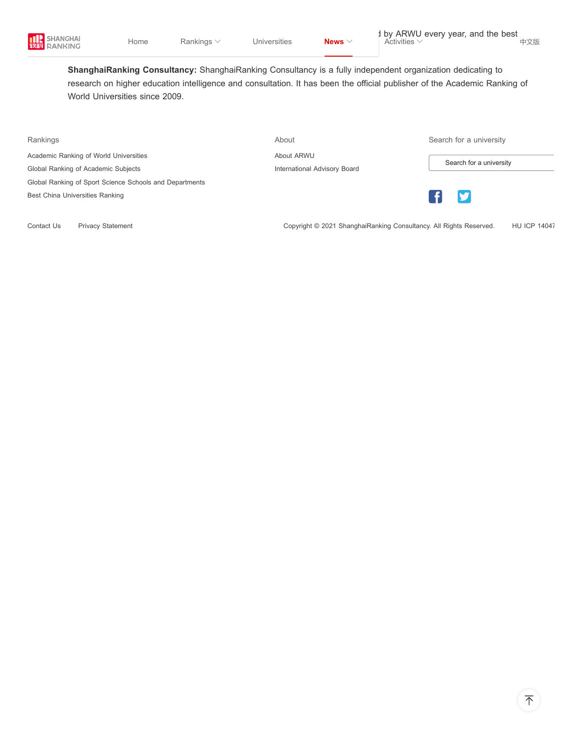**ShanghaiRanking Consultancy:** ShanghaiRanking Consultancy is a fully independent organization dedicating to research on higher education intelligence and consultation. It has been the official publisher of the Academic Ranking of World Universities since 2009.

Rankings

- Academic Ranking of World Universities
- Global Ranking of Academic Subjects
- Global Ranking of Sport Science Schools and Departments
- Best China Universities Ranking

About

- About ARWU
- International Advisory Board

Search for a university

Contact Us　Privacy Statement

Copyright © 2021 ShanghaiRanking Consultancy. All Rights Reserved.　HU ICP 14047